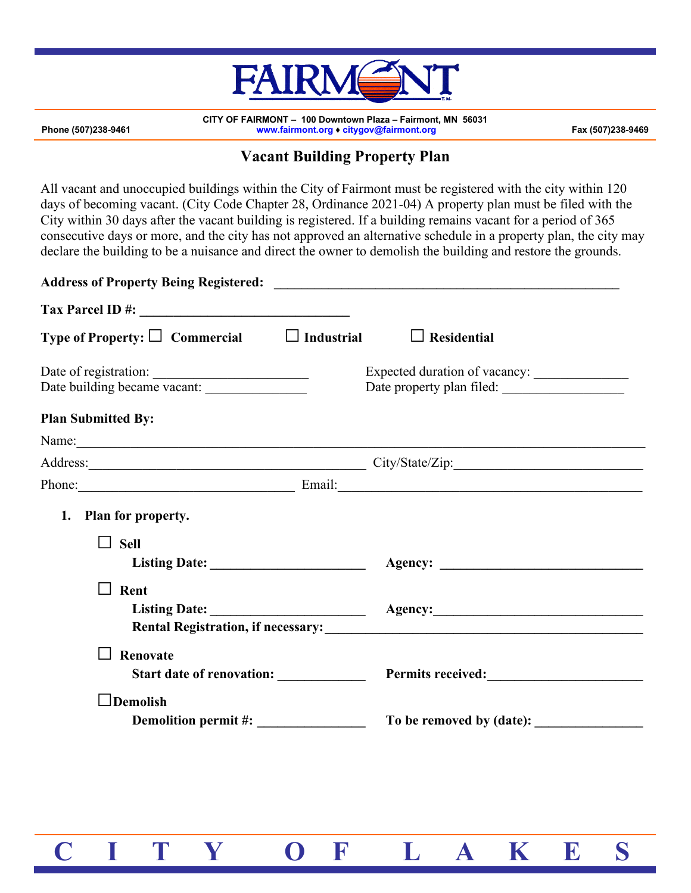# FAIRMONT

CITY OF FAIRMONT – 100 Downtown Plaza – Fairmont, MN 56031

Phone (507)238-9461 www.fairmont.org ♦ citygov@fairmont.org Fax (507)238-9469

## Vacant Building Property Plan

All vacant and unoccupied buildings within the City of Fairmont must be registered with the city within 120 days of becoming vacant. (City Code Chapter 28, Ordinance 2021-04) A property plan must be filed with the City within 30 days after the vacant building is registered. If a building remains vacant for a period of 365 consecutive days or more, and the city has not approved an alternative schedule in a property plan, the city may declare the building to be a nuisance and direct the owner to demolish the building and restore the grounds.

**Address of Property Being Registered:** ____________________________________________________

**Tax Parcel ID #:** ________________________________

**Type of Property:** ☐ **Commercial** ☐ **Industrial** ☐ **Residential**

Date of registration: ______________________ Expected duration of vacancy: ______________

Date building became vacant: _______________ Date property plan filed: __________________

**Plan Submitted By:**

Name:_____________________________________________________________________________________

Address:__________________________________________ City/State/Zip:____________________________

Phone:________________________________ Email:_____________________________________________

1. **Plan for property.**

   ☐ **Sell**

   **Listing Date:** _______________________ **Agency:** ______________________________

   ☐ **Rent**

   **Listing Date:** _______________________ **Agency:**________________________________

   **Rental Registration, if necessary:**_______________________________________________

   ☐ **Renovate**

   **Start date of renovation:** _____________ **Permits received:**_______________________

   ☐ **Demolish**

   **Demolition permit #:** ________________ **To be removed by (date):** ________________

C I T Y O F L A K E S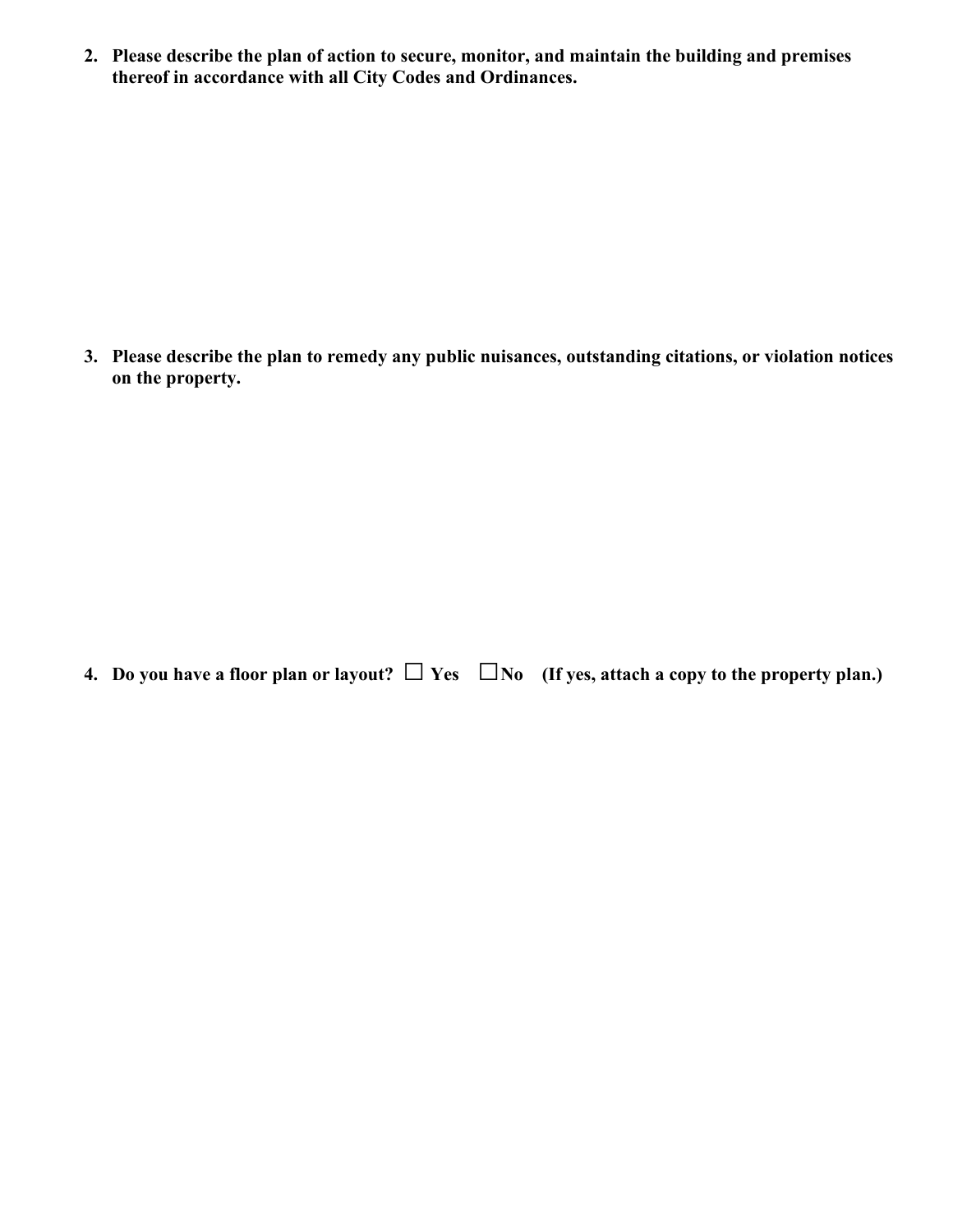2. **Please describe the plan of action to secure, monitor, and maintain the building and premises thereof in accordance with all City Codes and Ordinances.**

3. **Please describe the plan to remedy any public nuisances, outstanding citations, or violation notices on the property.**

4. **Do you have a floor plan or layout? ☐ Yes ☐ No (If yes, attach a copy to the property plan.)**